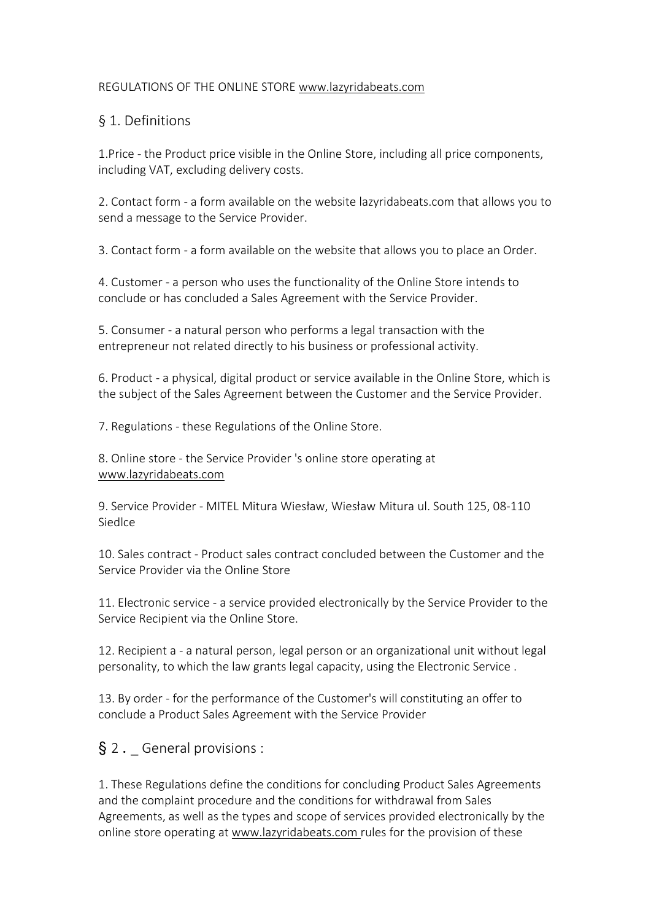REGULATIONS OF THE ONLINE STORE www.lazyridabeats.com

## § 1. Definitions

1.Price - the Product price visible in the Online Store, including all price components, including VAT, excluding delivery costs.

2. Contact form - a form available on the website lazyridabeats.com that allows you to send a message to the Service Provider.

3. Contact form - a form available on the website that allows you to place an Order.

4. Customer - a person who uses the functionality of the Online Store intends to conclude or has concluded a Sales Agreement with the Service Provider.

5. Consumer - a natural person who performs a legal transaction with the entrepreneur not related directly to his business or professional activity.

6. Product - a physical, digital product or service available in the Online Store, which is the subject of the Sales Agreement between the Customer and the Service Provider.

7. Regulations - these Regulations of the Online Store.

8. Online store - the Service Provider 's online store operating at www.lazyridabeats.com

9. Service Provider - MITEL Mitura Wiesław, Wiesław Mitura ul. South 125, 08-110 Siedlce

10. Sales contract - Product sales contract concluded between the Customer and the Service Provider via the Online Store

11. Electronic service - a service provided electronically by the Service Provider to the Service Recipient via the Online Store.

12. Recipient a - a natural person, legal person or an organizational unit without legal personality, to which the law grants legal capacity, using the Electronic Service .

13. By order - for the performance of the Customer's will constituting an offer to conclude a Product Sales Agreement with the Service Provider

## § 2 . _ General provisions :

1. These Regulations define the conditions for concluding Product Sales Agreements and the complaint procedure and the conditions for withdrawal from Sales Agreements, as well as the types and scope of services provided electronically by the online store operating at www.lazyridabeats.com rules for the provision of these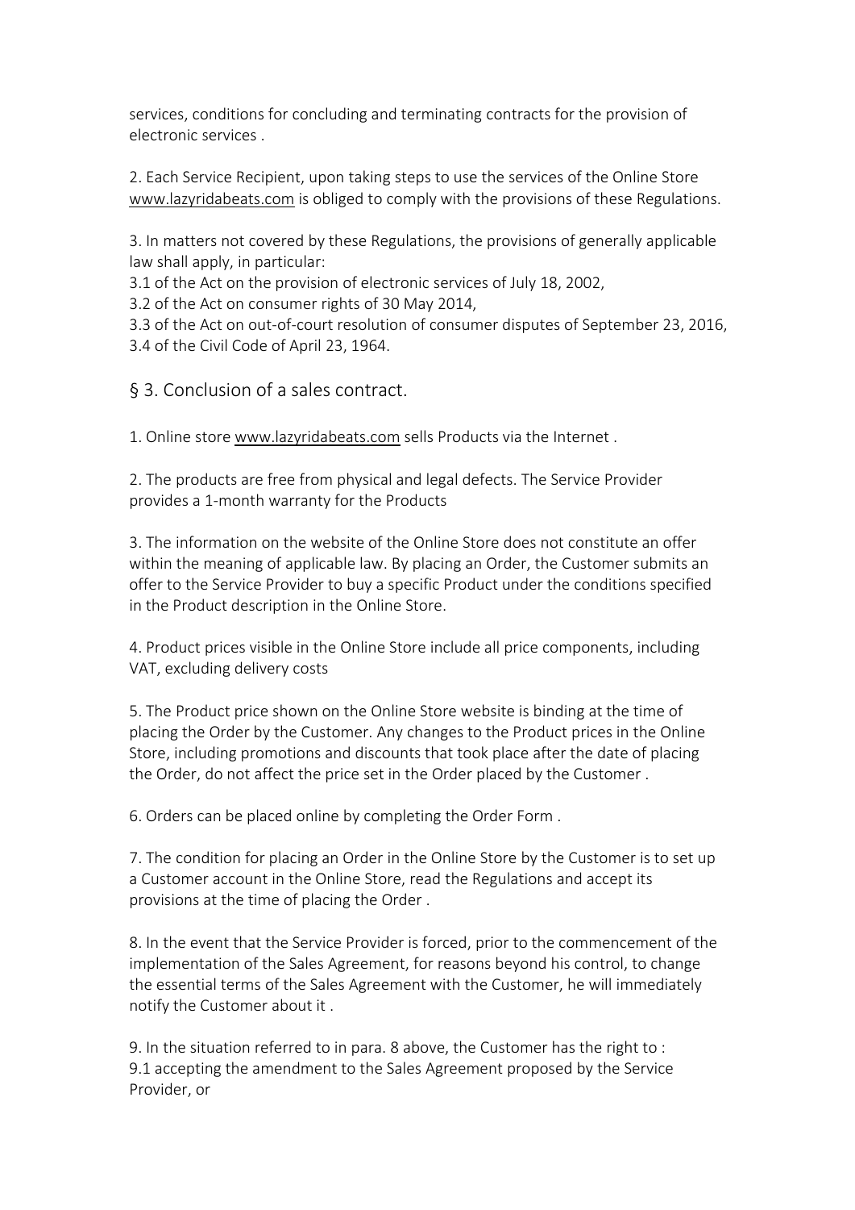services, conditions for concluding and terminating contracts for the provision of electronic services .

2. Each Service Recipient, upon taking steps to use the services of the Online Store www.lazyridabeats.com is obliged to comply with the provisions of these Regulations.

3. In matters not covered by these Regulations, the provisions of generally applicable law shall apply, in particular:
3.1 of the Act on the provision of electronic services of July 18, 2002,
3.2 of the Act on consumer rights of 30 May 2014,
3.3 of the Act on out-of-court resolution of consumer disputes of September 23, 2016,
3.4 of the Civil Code of April 23, 1964.

## § 3. Conclusion of a sales contract.

1. Online store www.lazyridabeats.com sells Products via the Internet .

2. The products are free from physical and legal defects. The Service Provider provides a 1-month warranty for the Products

3. The information on the website of the Online Store does not constitute an offer within the meaning of applicable law. By placing an Order, the Customer submits an offer to the Service Provider to buy a specific Product under the conditions specified in the Product description in the Online Store.

4. Product prices visible in the Online Store include all price components, including VAT, excluding delivery costs

5. The Product price shown on the Online Store website is binding at the time of placing the Order by the Customer. Any changes to the Product prices in the Online Store, including promotions and discounts that took place after the date of placing the Order, do not affect the price set in the Order placed by the Customer .

6. Orders can be placed online by completing the Order Form .

7. The condition for placing an Order in the Online Store by the Customer is to set up a Customer account in the Online Store, read the Regulations and accept its provisions at the time of placing the Order .

8. In the event that the Service Provider is forced, prior to the commencement of the implementation of the Sales Agreement, for reasons beyond his control, to change the essential terms of the Sales Agreement with the Customer, he will immediately notify the Customer about it .

9. In the situation referred to in para. 8 above, the Customer has the right to :
9.1 accepting the amendment to the Sales Agreement proposed by the Service Provider, or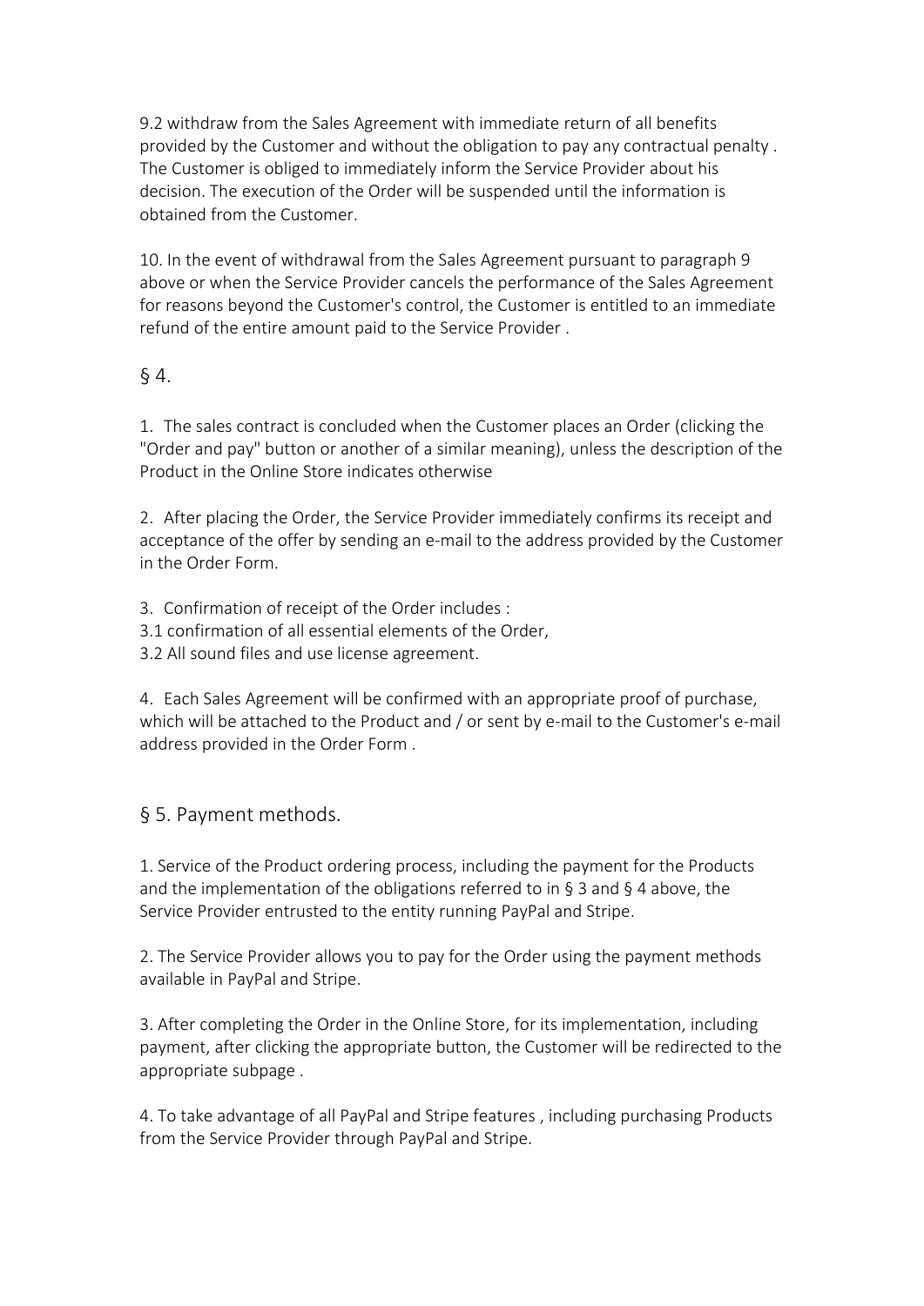9.2 withdraw from the Sales Agreement with immediate return of all benefits provided by the Customer and without the obligation to pay any contractual penalty . The Customer is obliged to immediately inform the Service Provider about his decision. The execution of the Order will be suspended until the information is obtained from the Customer.

10. In the event of withdrawal from the Sales Agreement pursuant to paragraph 9 above or when the Service Provider cancels the performance of the Sales Agreement for reasons beyond the Customer's control, the Customer is entitled to an immediate refund of the entire amount paid to the Service Provider .

## § 4.

1. The sales contract is concluded when the Customer places an Order (clicking the "Order and pay" button or another of a similar meaning), unless the description of the Product in the Online Store indicates otherwise

2. After placing the Order, the Service Provider immediately confirms its receipt and acceptance of the offer by sending an e-mail to the address provided by the Customer in the Order Form.

3. Confirmation of receipt of the Order includes :
3.1 confirmation of all essential elements of the Order,
3.2 All sound files and use license agreement.

4. Each Sales Agreement will be confirmed with an appropriate proof of purchase, which will be attached to the Product and / or sent by e-mail to the Customer's e-mail address provided in the Order Form .

## § 5. Payment methods.

1. Service of the Product ordering process, including the payment for the Products and the implementation of the obligations referred to in § 3 and § 4 above, the Service Provider entrusted to the entity running PayPal and Stripe.

2. The Service Provider allows you to pay for the Order using the payment methods available in PayPal and Stripe.

3. After completing the Order in the Online Store, for its implementation, including payment, after clicking the appropriate button, the Customer will be redirected to the appropriate subpage .

4. To take advantage of all PayPal and Stripe features , including purchasing Products from the Service Provider through PayPal and Stripe.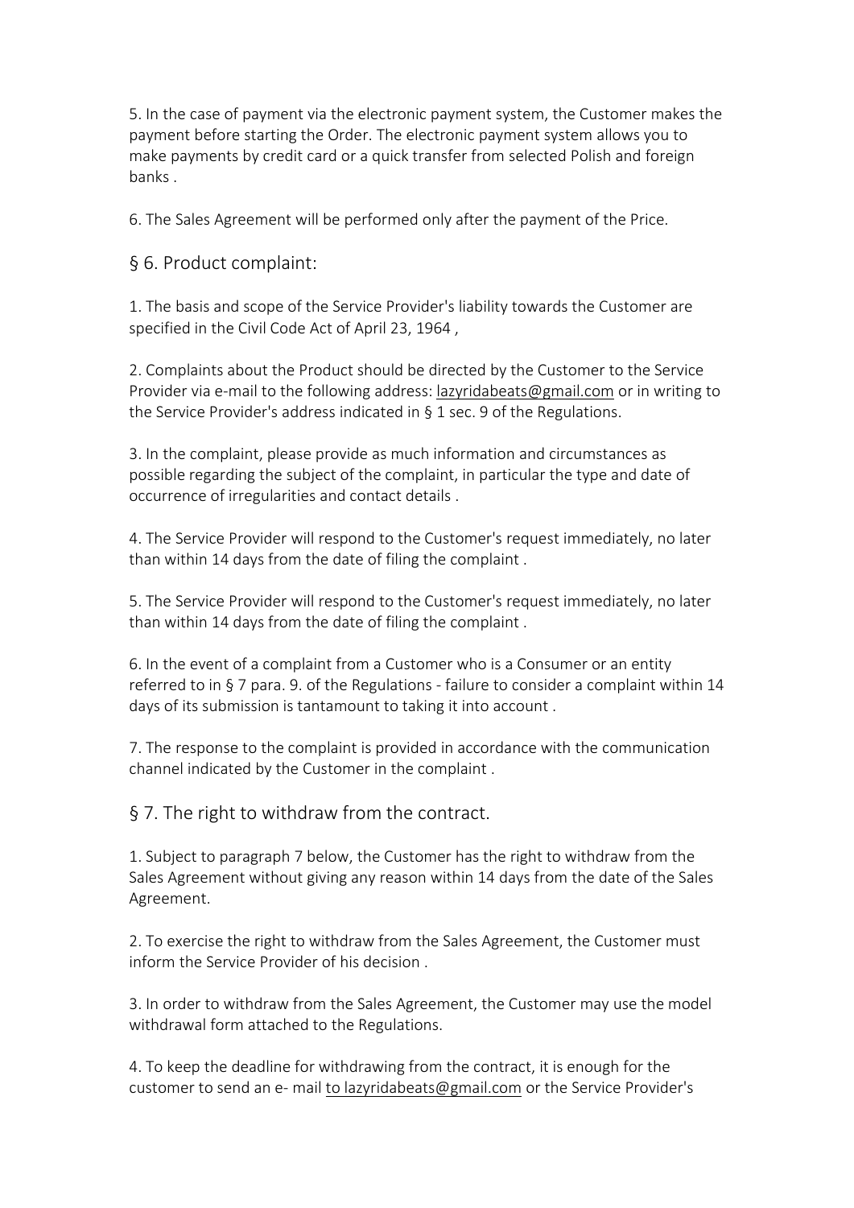5. In the case of payment via the electronic payment system, the Customer makes the payment before starting the Order. The electronic payment system allows you to make payments by credit card or a quick transfer from selected Polish and foreign banks .

6. The Sales Agreement will be performed only after the payment of the Price.

## § 6. Product complaint:

1. The basis and scope of the Service Provider's liability towards the Customer are specified in the Civil Code Act of April 23, 1964 ,

2. Complaints about the Product should be directed by the Customer to the Service Provider via e-mail to the following address: lazyridabeats@gmail.com or in writing to the Service Provider's address indicated in § 1 sec. 9 of the Regulations.

3. In the complaint, please provide as much information and circumstances as possible regarding the subject of the complaint, in particular the type and date of occurrence of irregularities and contact details .

4. The Service Provider will respond to the Customer's request immediately, no later than within 14 days from the date of filing the complaint .

5. The Service Provider will respond to the Customer's request immediately, no later than within 14 days from the date of filing the complaint .

6. In the event of a complaint from a Customer who is a Consumer or an entity referred to in § 7 para. 9. of the Regulations - failure to consider a complaint within 14 days of its submission is tantamount to taking it into account .

7. The response to the complaint is provided in accordance with the communication channel indicated by the Customer in the complaint .

## § 7. The right to withdraw from the contract.

1. Subject to paragraph 7 below, the Customer has the right to withdraw from the Sales Agreement without giving any reason within 14 days from the date of the Sales Agreement.

2. To exercise the right to withdraw from the Sales Agreement, the Customer must inform the Service Provider of his decision .

3. In order to withdraw from the Sales Agreement, the Customer may use the model withdrawal form attached to the Regulations.

4. To keep the deadline for withdrawing from the contract, it is enough for the customer to send an e- mail to lazyridabeats@gmail.com or the Service Provider's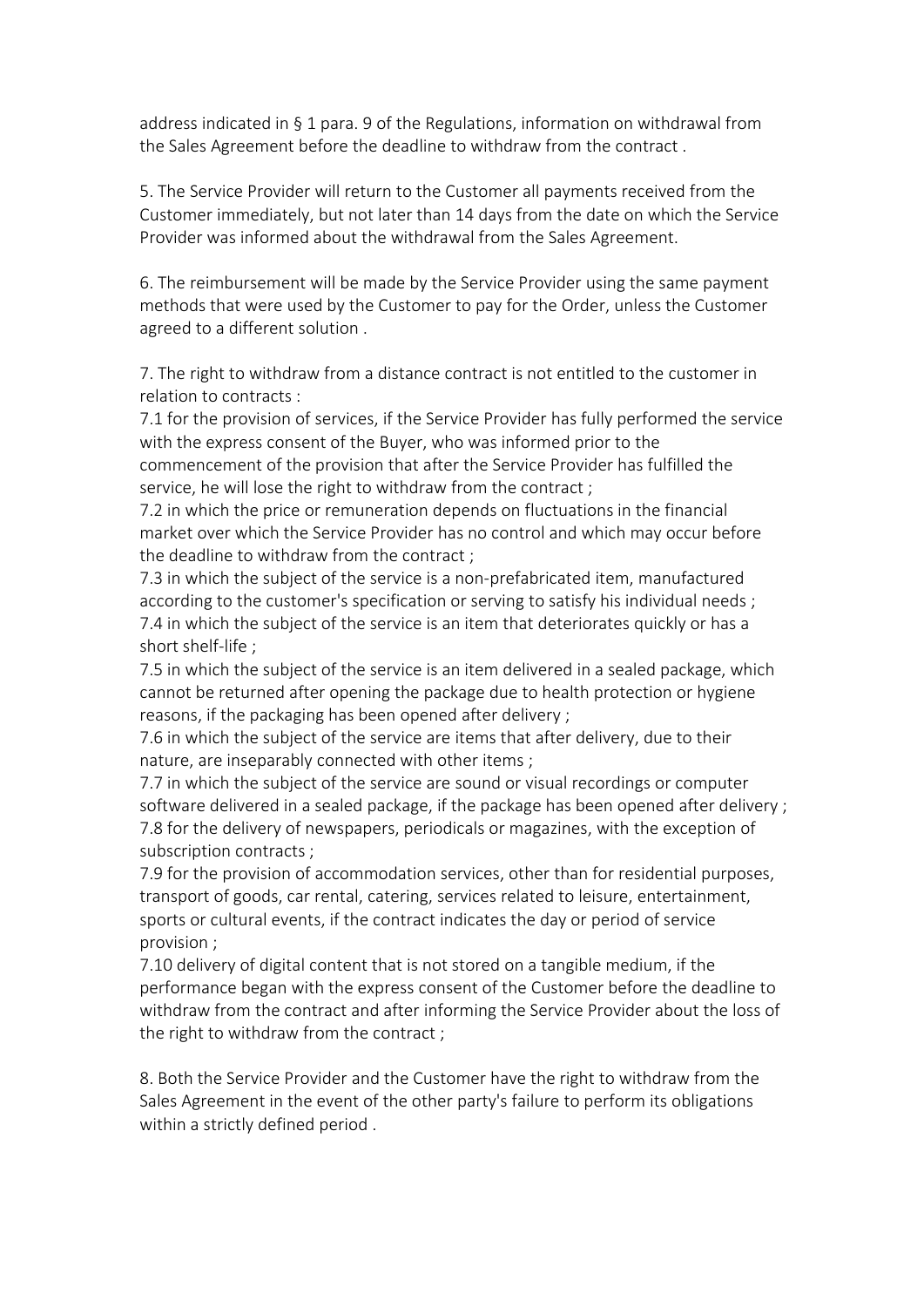address indicated in § 1 para. 9 of the Regulations, information on withdrawal from the Sales Agreement before the deadline to withdraw from the contract .

5. The Service Provider will return to the Customer all payments received from the Customer immediately, but not later than 14 days from the date on which the Service Provider was informed about the withdrawal from the Sales Agreement.

6. The reimbursement will be made by the Service Provider using the same payment methods that were used by the Customer to pay for the Order, unless the Customer agreed to a different solution .

7. The right to withdraw from a distance contract is not entitled to the customer in relation to contracts :
7.1 for the provision of services, if the Service Provider has fully performed the service with the express consent of the Buyer, who was informed prior to the commencement of the provision that after the Service Provider has fulfilled the service, he will lose the right to withdraw from the contract ;
7.2 in which the price or remuneration depends on fluctuations in the financial market over which the Service Provider has no control and which may occur before the deadline to withdraw from the contract ;
7.3 in which the subject of the service is a non-prefabricated item, manufactured according to the customer's specification or serving to satisfy his individual needs ;
7.4 in which the subject of the service is an item that deteriorates quickly or has a short shelf-life ;
7.5 in which the subject of the service is an item delivered in a sealed package, which cannot be returned after opening the package due to health protection or hygiene reasons, if the packaging has been opened after delivery ;
7.6 in which the subject of the service are items that after delivery, due to their nature, are inseparably connected with other items ;
7.7 in which the subject of the service are sound or visual recordings or computer software delivered in a sealed package, if the package has been opened after delivery ;
7.8 for the delivery of newspapers, periodicals or magazines, with the exception of subscription contracts ;
7.9 for the provision of accommodation services, other than for residential purposes, transport of goods, car rental, catering, services related to leisure, entertainment, sports or cultural events, if the contract indicates the day or period of service provision ;
7.10 delivery of digital content that is not stored on a tangible medium, if the performance began with the express consent of the Customer before the deadline to withdraw from the contract and after informing the Service Provider about the loss of the right to withdraw from the contract ;

8. Both the Service Provider and the Customer have the right to withdraw from the Sales Agreement in the event of the other party's failure to perform its obligations within a strictly defined period .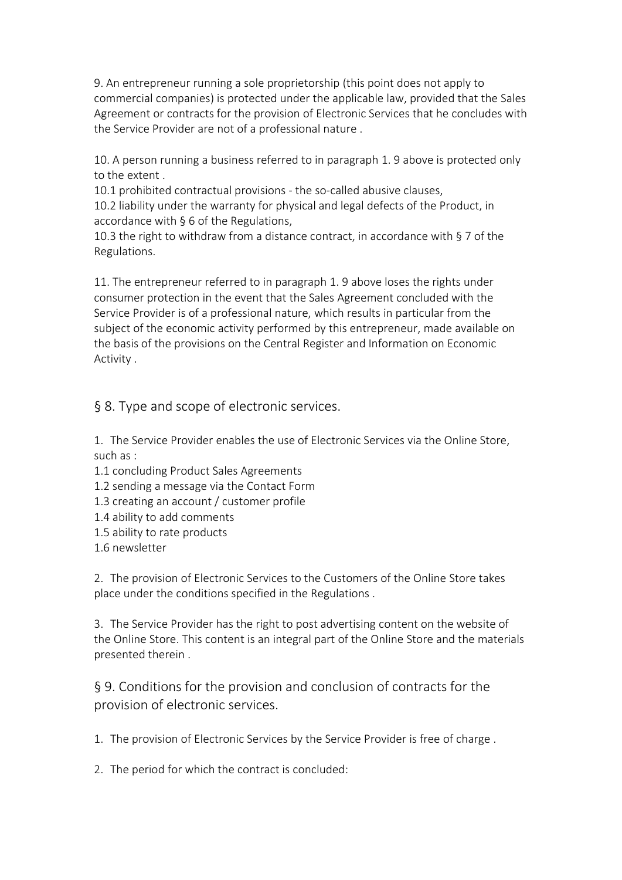9. An entrepreneur running a sole proprietorship (this point does not apply to commercial companies) is protected under the applicable law, provided that the Sales Agreement or contracts for the provision of Electronic Services that he concludes with the Service Provider are not of a professional nature .

10. A person running a business referred to in paragraph 1. 9 above is protected only to the extent .
10.1 prohibited contractual provisions - the so-called abusive clauses,
10.2 liability under the warranty for physical and legal defects of the Product, in accordance with § 6 of the Regulations,
10.3 the right to withdraw from a distance contract, in accordance with § 7 of the Regulations.

11. The entrepreneur referred to in paragraph 1. 9 above loses the rights under consumer protection in the event that the Sales Agreement concluded with the Service Provider is of a professional nature, which results in particular from the subject of the economic activity performed by this entrepreneur, made available on the basis of the provisions on the Central Register and Information on Economic Activity .

## § 8. Type and scope of electronic services.

1. The Service Provider enables the use of Electronic Services via the Online Store, such as :
1.1 concluding Product Sales Agreements
1.2 sending a message via the Contact Form
1.3 creating an account / customer profile
1.4 ability to add comments
1.5 ability to rate products
1.6 newsletter

2. The provision of Electronic Services to the Customers of the Online Store takes place under the conditions specified in the Regulations .

3. The Service Provider has the right to post advertising content on the website of the Online Store. This content is an integral part of the Online Store and the materials presented therein .

## § 9. Conditions for the provision and conclusion of contracts for the provision of electronic services.

1. The provision of Electronic Services by the Service Provider is free of charge .

2. The period for which the contract is concluded: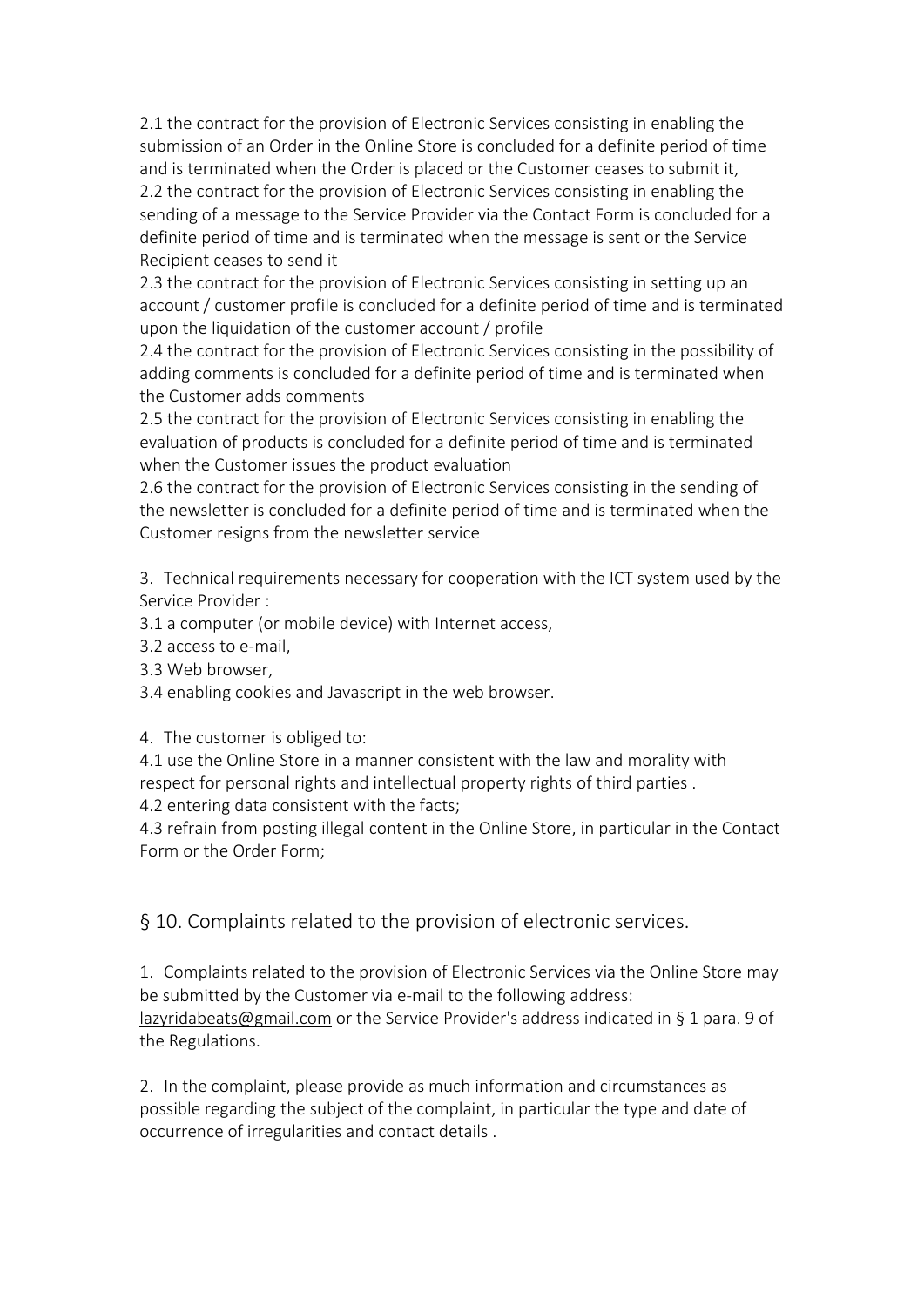2.1 the contract for the provision of Electronic Services consisting in enabling the submission of an Order in the Online Store is concluded for a definite period of time and is terminated when the Order is placed or the Customer ceases to submit it,
2.2 the contract for the provision of Electronic Services consisting in enabling the sending of a message to the Service Provider via the Contact Form is concluded for a definite period of time and is terminated when the message is sent or the Service Recipient ceases to send it
2.3 the contract for the provision of Electronic Services consisting in setting up an account / customer profile is concluded for a definite period of time and is terminated upon the liquidation of the customer account / profile
2.4 the contract for the provision of Electronic Services consisting in the possibility of adding comments is concluded for a definite period of time and is terminated when the Customer adds comments
2.5 the contract for the provision of Electronic Services consisting in enabling the evaluation of products is concluded for a definite period of time and is terminated when the Customer issues the product evaluation
2.6 the contract for the provision of Electronic Services consisting in the sending of the newsletter is concluded for a definite period of time and is terminated when the Customer resigns from the newsletter service

3. Technical requirements necessary for cooperation with the ICT system used by the Service Provider :
3.1 a computer (or mobile device) with Internet access,
3.2 access to e-mail,
3.3 Web browser,
3.4 enabling cookies and Javascript in the web browser.

4. The customer is obliged to:
4.1 use the Online Store in a manner consistent with the law and morality with respect for personal rights and intellectual property rights of third parties .
4.2 entering data consistent with the facts;
4.3 refrain from posting illegal content in the Online Store, in particular in the Contact Form or the Order Form;

## § 10. Complaints related to the provision of electronic services.

1. Complaints related to the provision of Electronic Services via the Online Store may be submitted by the Customer via e-mail to the following address: lazyridabeats@gmail.com or the Service Provider's address indicated in § 1 para. 9 of the Regulations.

2. In the complaint, please provide as much information and circumstances as possible regarding the subject of the complaint, in particular the type and date of occurrence of irregularities and contact details .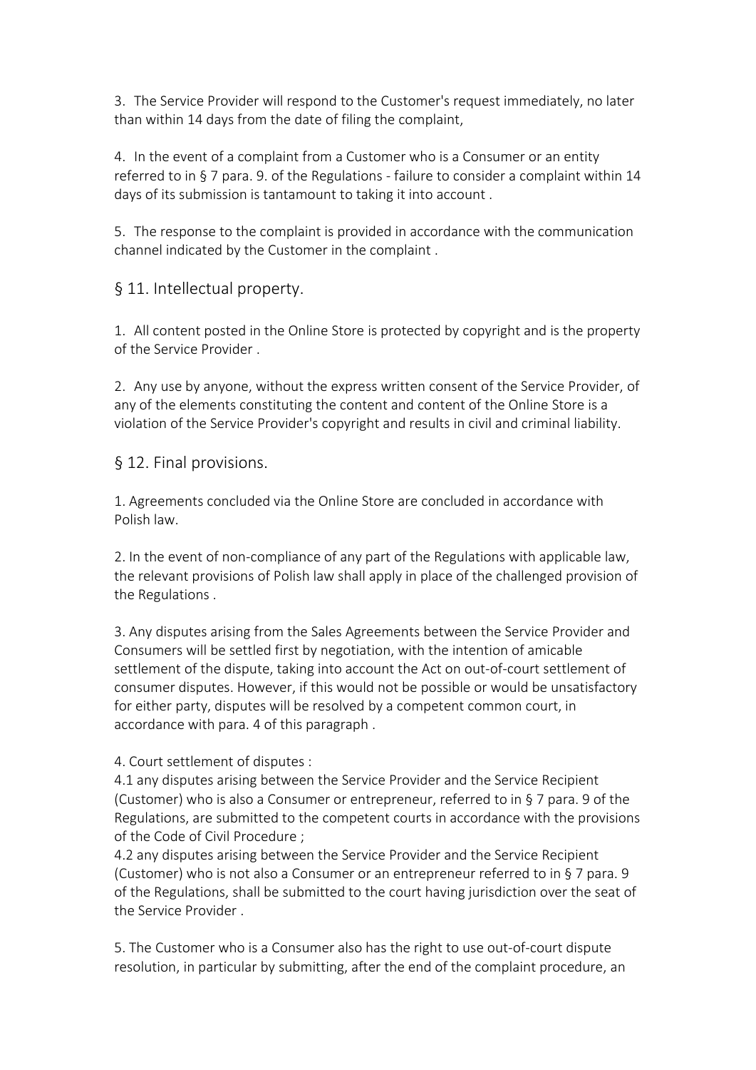3. The Service Provider will respond to the Customer's request immediately, no later than within 14 days from the date of filing the complaint,

4. In the event of a complaint from a Customer who is a Consumer or an entity referred to in § 7 para. 9. of the Regulations - failure to consider a complaint within 14 days of its submission is tantamount to taking it into account .

5. The response to the complaint is provided in accordance with the communication channel indicated by the Customer in the complaint .

## § 11. Intellectual property.

1. All content posted in the Online Store is protected by copyright and is the property of the Service Provider .

2. Any use by anyone, without the express written consent of the Service Provider, of any of the elements constituting the content and content of the Online Store is a violation of the Service Provider's copyright and results in civil and criminal liability.

## § 12. Final provisions.

1. Agreements concluded via the Online Store are concluded in accordance with Polish law.

2. In the event of non-compliance of any part of the Regulations with applicable law, the relevant provisions of Polish law shall apply in place of the challenged provision of the Regulations .

3. Any disputes arising from the Sales Agreements between the Service Provider and Consumers will be settled first by negotiation, with the intention of amicable settlement of the dispute, taking into account the Act on out-of-court settlement of consumer disputes. However, if this would not be possible or would be unsatisfactory for either party, disputes will be resolved by a competent common court, in accordance with para. 4 of this paragraph .

4. Court settlement of disputes :
4.1 any disputes arising between the Service Provider and the Service Recipient (Customer) who is also a Consumer or entrepreneur, referred to in § 7 para. 9 of the Regulations, are submitted to the competent courts in accordance with the provisions of the Code of Civil Procedure ;
4.2 any disputes arising between the Service Provider and the Service Recipient (Customer) who is not also a Consumer or an entrepreneur referred to in § 7 para. 9 of the Regulations, shall be submitted to the court having jurisdiction over the seat of the Service Provider .

5. The Customer who is a Consumer also has the right to use out-of-court dispute resolution, in particular by submitting, after the end of the complaint procedure, an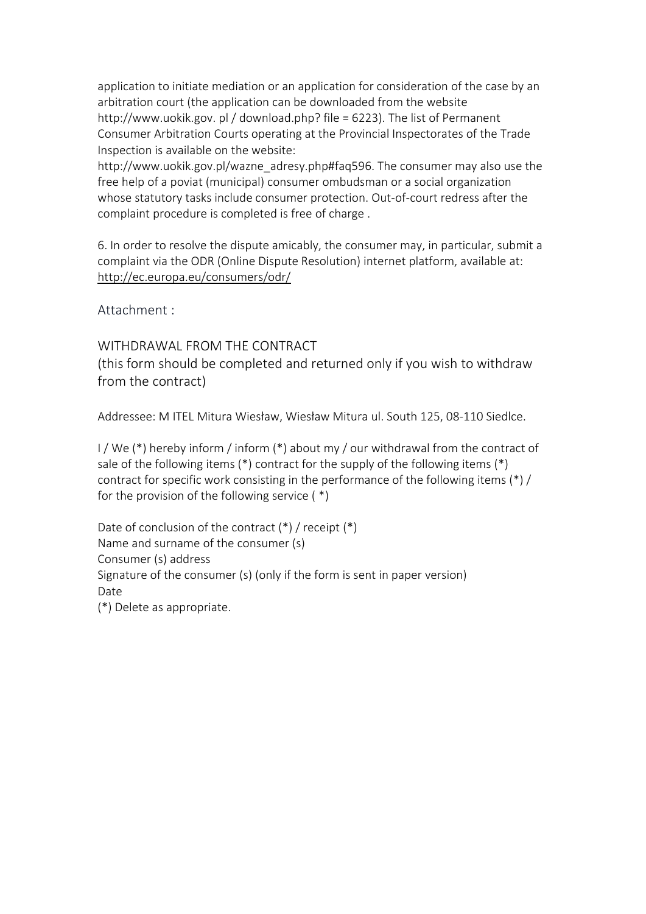application to initiate mediation or an application for consideration of the case by an arbitration court (the application can be downloaded from the website http://www.uokik.gov. pl / download.php? file = 6223). The list of Permanent Consumer Arbitration Courts operating at the Provincial Inspectorates of the Trade Inspection is available on the website: http://www.uokik.gov.pl/wazne_adresy.php#faq596. The consumer may also use the free help of a poviat (municipal) consumer ombudsman or a social organization whose statutory tasks include consumer protection. Out-of-court redress after the complaint procedure is completed is free of charge .

6. In order to resolve the dispute amicably, the consumer may, in particular, submit a complaint via the ODR (Online Dispute Resolution) internet platform, available at: http://ec.europa.eu/consumers/odr/

Attachment :

## WITHDRAWAL FROM THE CONTRACT

(this form should be completed and returned only if you wish to withdraw from the contract)

Addressee: M ITEL Mitura Wiesław, Wiesław Mitura ul. South 125, 08-110 Siedlce.

I / We (*) hereby inform / inform (*) about my / our withdrawal from the contract of sale of the following items (*) contract for the supply of the following items (*) contract for specific work consisting in the performance of the following items (*) / for the provision of the following service ( *)

Date of conclusion of the contract (*) / receipt (*)
Name and surname of the consumer (s)
Consumer (s) address
Signature of the consumer (s) (only if the form is sent in paper version)
Date
(*) Delete as appropriate.